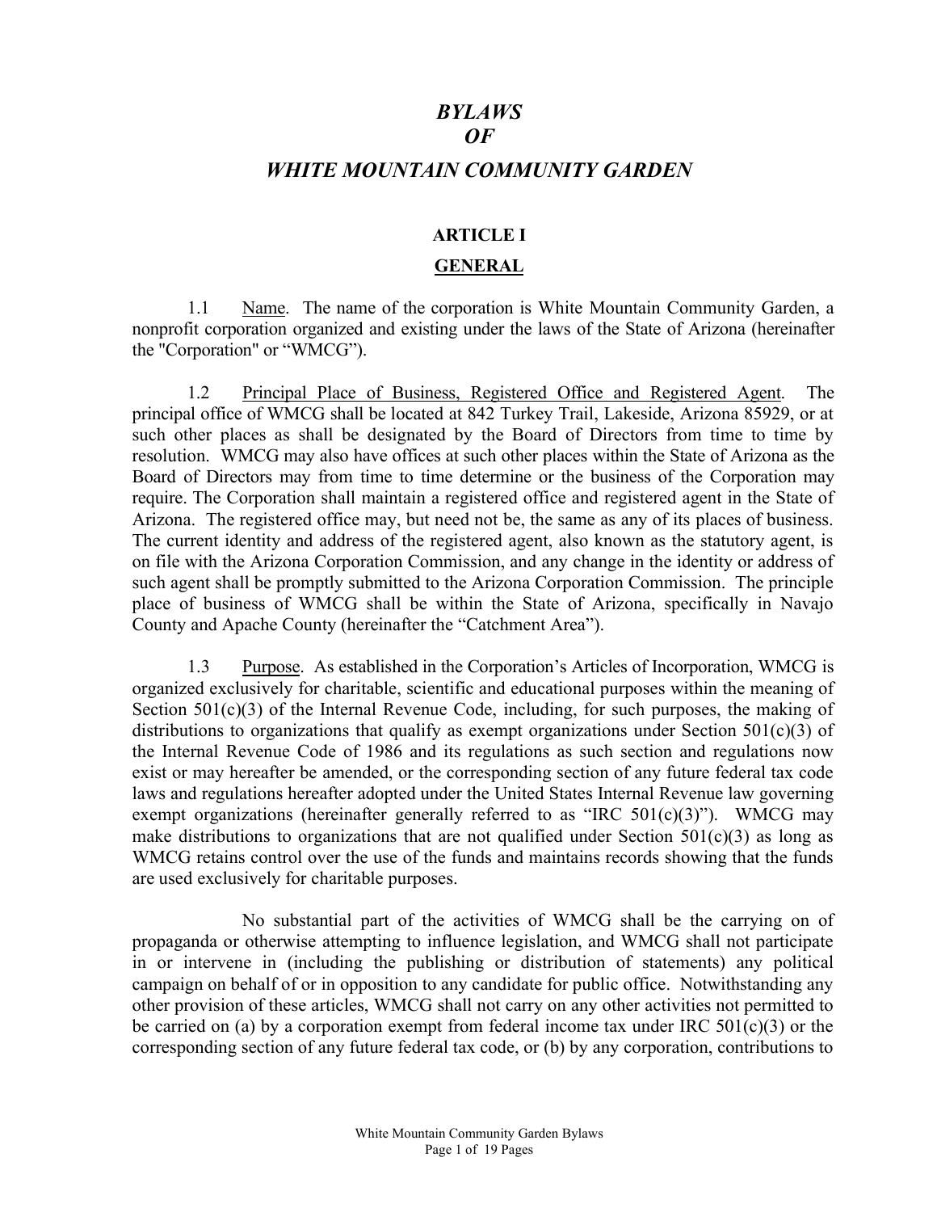# *BYLAWS OF WHITE MOUNTAIN COMMUNITY GARDEN*

## ARTICLE I

## GENERAL

1.1 Name. The name of the corporation is White Mountain Community Garden, a nonprofit corporation organized and existing under the laws of the State of Arizona (hereinafter the "Corporation" or "WMCG").

1.2 Principal Place of Business, Registered Office and Registered Agent. The principal office of WMCG shall be located at 842 Turkey Trail, Lakeside, Arizona 85929, or at such other places as shall be designated by the Board of Directors from time to time by resolution. WMCG may also have offices at such other places within the State of Arizona as the Board of Directors may from time to time determine or the business of the Corporation may require. The Corporation shall maintain a registered office and registered agent in the State of Arizona. The registered office may, but need not be, the same as any of its places of business. The current identity and address of the registered agent, also known as the statutory agent, is on file with the Arizona Corporation Commission, and any change in the identity or address of such agent shall be promptly submitted to the Arizona Corporation Commission. The principle place of business of WMCG shall be within the State of Arizona, specifically in Navajo County and Apache County (hereinafter the "Catchment Area").

1.3 Purpose. As established in the Corporation's Articles of Incorporation, WMCG is organized exclusively for charitable, scientific and educational purposes within the meaning of Section 501(c)(3) of the Internal Revenue Code, including, for such purposes, the making of distributions to organizations that qualify as exempt organizations under Section 501(c)(3) of the Internal Revenue Code of 1986 and its regulations as such section and regulations now exist or may hereafter be amended, or the corresponding section of any future federal tax code laws and regulations hereafter adopted under the United States Internal Revenue law governing exempt organizations (hereinafter generally referred to as "IRC 501(c)(3)"). WMCG may make distributions to organizations that are not qualified under Section 501(c)(3) as long as WMCG retains control over the use of the funds and maintains records showing that the funds are used exclusively for charitable purposes.

No substantial part of the activities of WMCG shall be the carrying on of propaganda or otherwise attempting to influence legislation, and WMCG shall not participate in or intervene in (including the publishing or distribution of statements) any political campaign on behalf of or in opposition to any candidate for public office. Notwithstanding any other provision of these articles, WMCG shall not carry on any other activities not permitted to be carried on (a) by a corporation exempt from federal income tax under IRC 501(c)(3) or the corresponding section of any future federal tax code, or (b) by any corporation, contributions to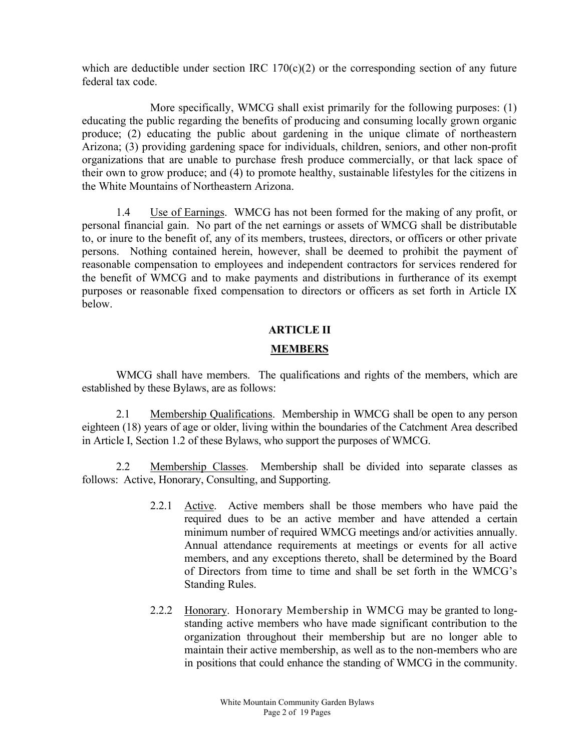which are deductible under section IRC 170(c)(2) or the corresponding section of any future federal tax code.

More specifically, WMCG shall exist primarily for the following purposes: (1) educating the public regarding the benefits of producing and consuming locally grown organic produce; (2) educating the public about gardening in the unique climate of northeastern Arizona; (3) providing gardening space for individuals, children, seniors, and other non-profit organizations that are unable to purchase fresh produce commercially, or that lack space of their own to grow produce; and (4) to promote healthy, sustainable lifestyles for the citizens in the White Mountains of Northeastern Arizona.

1.4 Use of Earnings. WMCG has not been formed for the making of any profit, or personal financial gain. No part of the net earnings or assets of WMCG shall be distributable to, or inure to the benefit of, any of its members, trustees, directors, or officers or other private persons. Nothing contained herein, however, shall be deemed to prohibit the payment of reasonable compensation to employees and independent contractors for services rendered for the benefit of WMCG and to make payments and distributions in furtherance of its exempt purposes or reasonable fixed compensation to directors or officers as set forth in Article IX below.

## ARTICLE II

## MEMBERS

WMCG shall have members. The qualifications and rights of the members, which are established by these Bylaws, are as follows:

2.1 Membership Qualifications. Membership in WMCG shall be open to any person eighteen (18) years of age or older, living within the boundaries of the Catchment Area described in Article I, Section 1.2 of these Bylaws, who support the purposes of WMCG.

2.2 Membership Classes. Membership shall be divided into separate classes as follows: Active, Honorary, Consulting, and Supporting.

2.2.1 Active. Active members shall be those members who have paid the required dues to be an active member and have attended a certain minimum number of required WMCG meetings and/or activities annually. Annual attendance requirements at meetings or events for all active members, and any exceptions thereto, shall be determined by the Board of Directors from time to time and shall be set forth in the WMCG's Standing Rules.

2.2.2 Honorary. Honorary Membership in WMCG may be granted to long-standing active members who have made significant contribution to the organization throughout their membership but are no longer able to maintain their active membership, as well as to the non-members who are in positions that could enhance the standing of WMCG in the community.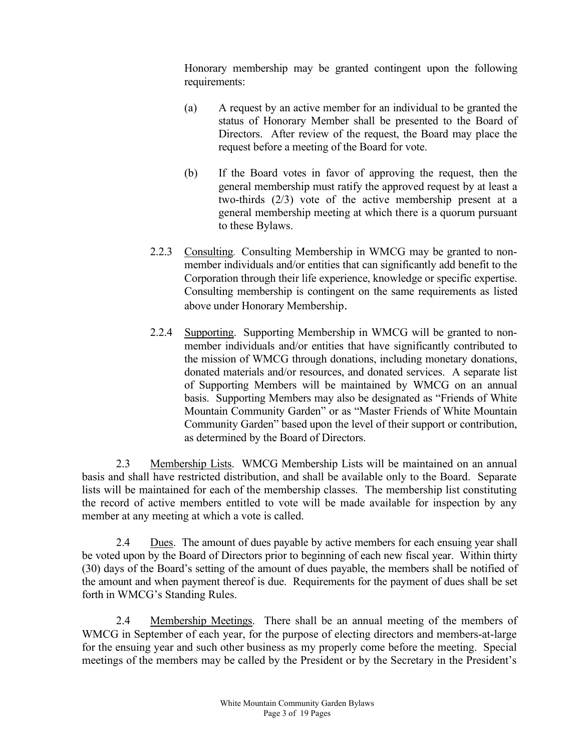Honorary membership may be granted contingent upon the following requirements:

(a) A request by an active member for an individual to be granted the status of Honorary Member shall be presented to the Board of Directors. After review of the request, the Board may place the request before a meeting of the Board for vote.

(b) If the Board votes in favor of approving the request, then the general membership must ratify the approved request by at least a two-thirds (2/3) vote of the active membership present at a general membership meeting at which there is a quorum pursuant to these Bylaws.

2.2.3 Consulting. Consulting Membership in WMCG may be granted to non-member individuals and/or entities that can significantly add benefit to the Corporation through their life experience, knowledge or specific expertise. Consulting membership is contingent on the same requirements as listed above under Honorary Membership.

2.2.4 Supporting. Supporting Membership in WMCG will be granted to non-member individuals and/or entities that have significantly contributed to the mission of WMCG through donations, including monetary donations, donated materials and/or resources, and donated services. A separate list of Supporting Members will be maintained by WMCG on an annual basis. Supporting Members may also be designated as "Friends of White Mountain Community Garden" or as "Master Friends of White Mountain Community Garden" based upon the level of their support or contribution, as determined by the Board of Directors.

2.3 Membership Lists. WMCG Membership Lists will be maintained on an annual basis and shall have restricted distribution, and shall be available only to the Board. Separate lists will be maintained for each of the membership classes. The membership list constituting the record of active members entitled to vote will be made available for inspection by any member at any meeting at which a vote is called.

2.4 Dues. The amount of dues payable by active members for each ensuing year shall be voted upon by the Board of Directors prior to beginning of each new fiscal year. Within thirty (30) days of the Board's setting of the amount of dues payable, the members shall be notified of the amount and when payment thereof is due. Requirements for the payment of dues shall be set forth in WMCG's Standing Rules.

2.4 Membership Meetings. There shall be an annual meeting of the members of WMCG in September of each year, for the purpose of electing directors and members-at-large for the ensuing year and such other business as my properly come before the meeting. Special meetings of the members may be called by the President or by the Secretary in the President's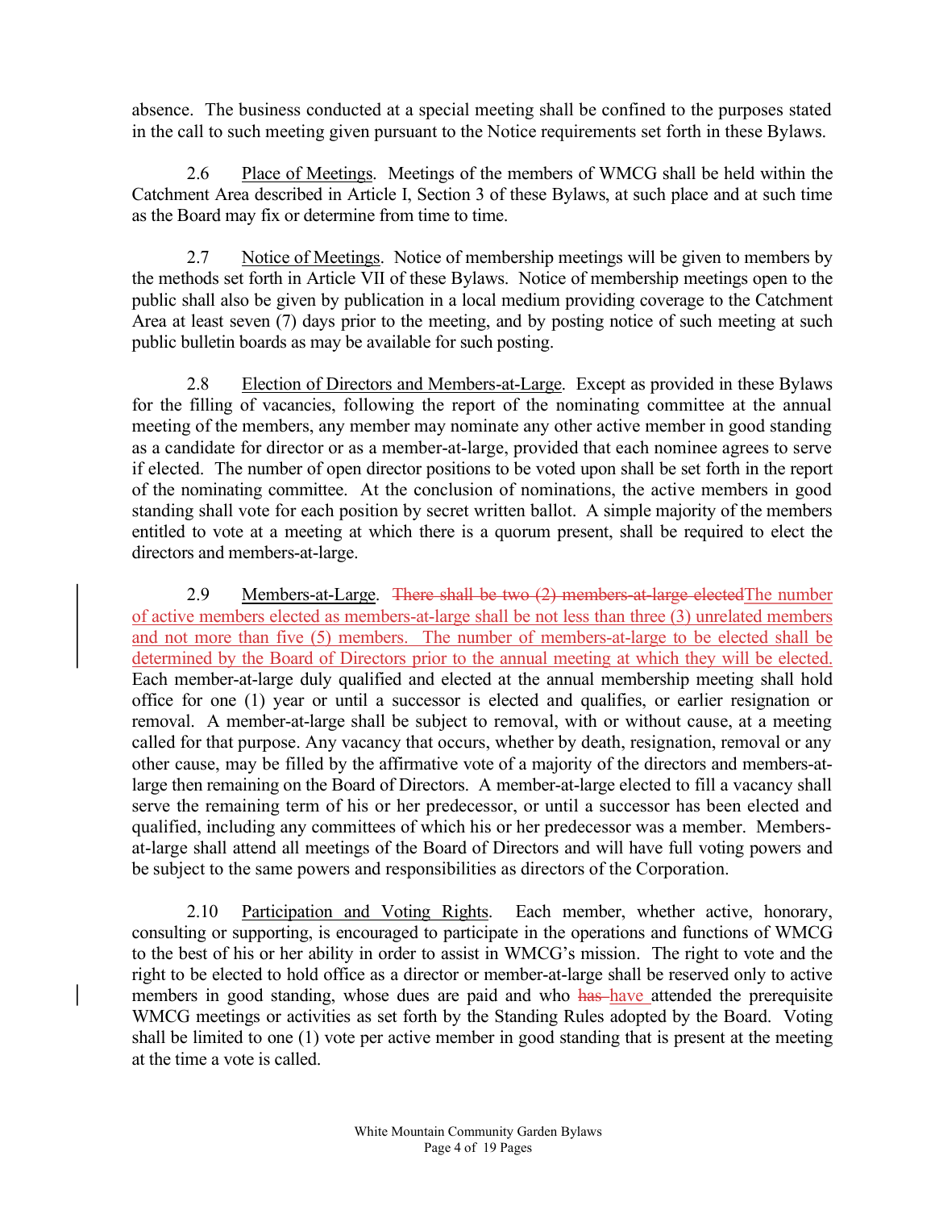absence. The business conducted at a special meeting shall be confined to the purposes stated in the call to such meeting given pursuant to the Notice requirements set forth in these Bylaws.

2.6 Place of Meetings. Meetings of the members of WMCG shall be held within the Catchment Area described in Article I, Section 3 of these Bylaws, at such place and at such time as the Board may fix or determine from time to time.

2.7 Notice of Meetings. Notice of membership meetings will be given to members by the methods set forth in Article VII of these Bylaws. Notice of membership meetings open to the public shall also be given by publication in a local medium providing coverage to the Catchment Area at least seven (7) days prior to the meeting, and by posting notice of such meeting at such public bulletin boards as may be available for such posting.

2.8 Election of Directors and Members-at-Large. Except as provided in these Bylaws for the filling of vacancies, following the report of the nominating committee at the annual meeting of the members, any member may nominate any other active member in good standing as a candidate for director or as a member-at-large, provided that each nominee agrees to serve if elected. The number of open director positions to be voted upon shall be set forth in the report of the nominating committee. At the conclusion of nominations, the active members in good standing shall vote for each position by secret written ballot. A simple majority of the members entitled to vote at a meeting at which there is a quorum present, shall be required to elect the directors and members-at-large.

2.9 Members-at-Large. ~~There shall be two (2) members-at-large elected~~The number of active members elected as members-at-large shall be not less than three (3) unrelated members and not more than five (5) members. The number of members-at-large to be elected shall be determined by the Board of Directors prior to the annual meeting at which they will be elected. Each member-at-large duly qualified and elected at the annual membership meeting shall hold office for one (1) year or until a successor is elected and qualifies, or earlier resignation or removal. A member-at-large shall be subject to removal, with or without cause, at a meeting called for that purpose. Any vacancy that occurs, whether by death, resignation, removal or any other cause, may be filled by the affirmative vote of a majority of the directors and members-at-large then remaining on the Board of Directors. A member-at-large elected to fill a vacancy shall serve the remaining term of his or her predecessor, or until a successor has been elected and qualified, including any committees of which his or her predecessor was a member. Members-at-large shall attend all meetings of the Board of Directors and will have full voting powers and be subject to the same powers and responsibilities as directors of the Corporation.

2.10 Participation and Voting Rights. Each member, whether active, honorary, consulting or supporting, is encouraged to participate in the operations and functions of WMCG to the best of his or her ability in order to assist in WMCG's mission. The right to vote and the right to be elected to hold office as a director or member-at-large shall be reserved only to active members in good standing, whose dues are paid and who ~~has~~ have attended the prerequisite WMCG meetings or activities as set forth by the Standing Rules adopted by the Board. Voting shall be limited to one (1) vote per active member in good standing that is present at the meeting at the time a vote is called.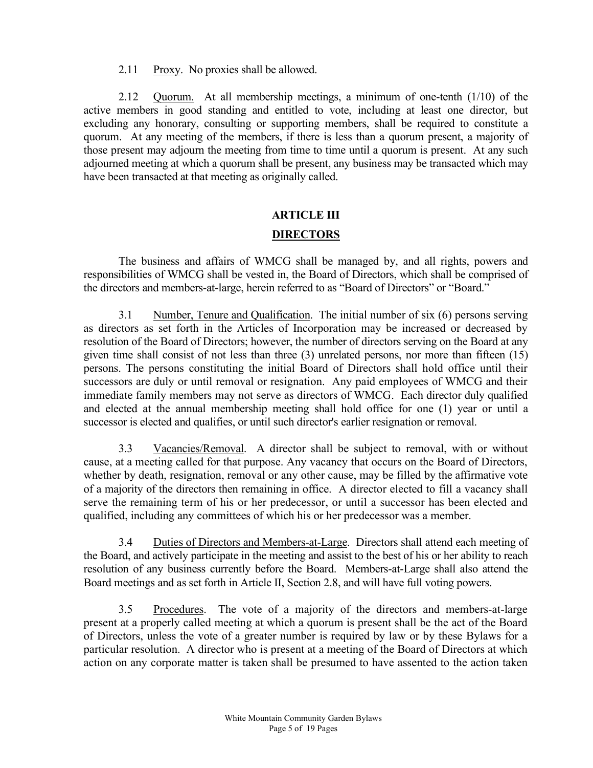2.11 Proxy. No proxies shall be allowed.

2.12 Quorum. At all membership meetings, a minimum of one-tenth (1/10) of the active members in good standing and entitled to vote, including at least one director, but excluding any honorary, consulting or supporting members, shall be required to constitute a quorum. At any meeting of the members, if there is less than a quorum present, a majority of those present may adjourn the meeting from time to time until a quorum is present. At any such adjourned meeting at which a quorum shall be present, any business may be transacted which may have been transacted at that meeting as originally called.

## ARTICLE III

## DIRECTORS

The business and affairs of WMCG shall be managed by, and all rights, powers and responsibilities of WMCG shall be vested in, the Board of Directors, which shall be comprised of the directors and members-at-large, herein referred to as "Board of Directors" or "Board."

3.1 Number, Tenure and Qualification. The initial number of six (6) persons serving as directors as set forth in the Articles of Incorporation may be increased or decreased by resolution of the Board of Directors; however, the number of directors serving on the Board at any given time shall consist of not less than three (3) unrelated persons, nor more than fifteen (15) persons. The persons constituting the initial Board of Directors shall hold office until their successors are duly or until removal or resignation. Any paid employees of WMCG and their immediate family members may not serve as directors of WMCG. Each director duly qualified and elected at the annual membership meeting shall hold office for one (1) year or until a successor is elected and qualifies, or until such director's earlier resignation or removal.

3.3 Vacancies/Removal. A director shall be subject to removal, with or without cause, at a meeting called for that purpose. Any vacancy that occurs on the Board of Directors, whether by death, resignation, removal or any other cause, may be filled by the affirmative vote of a majority of the directors then remaining in office. A director elected to fill a vacancy shall serve the remaining term of his or her predecessor, or until a successor has been elected and qualified, including any committees of which his or her predecessor was a member.

3.4 Duties of Directors and Members-at-Large. Directors shall attend each meeting of the Board, and actively participate in the meeting and assist to the best of his or her ability to reach resolution of any business currently before the Board. Members-at-Large shall also attend the Board meetings and as set forth in Article II, Section 2.8, and will have full voting powers.

3.5 Procedures. The vote of a majority of the directors and members-at-large present at a properly called meeting at which a quorum is present shall be the act of the Board of Directors, unless the vote of a greater number is required by law or by these Bylaws for a particular resolution. A director who is present at a meeting of the Board of Directors at which action on any corporate matter is taken shall be presumed to have assented to the action taken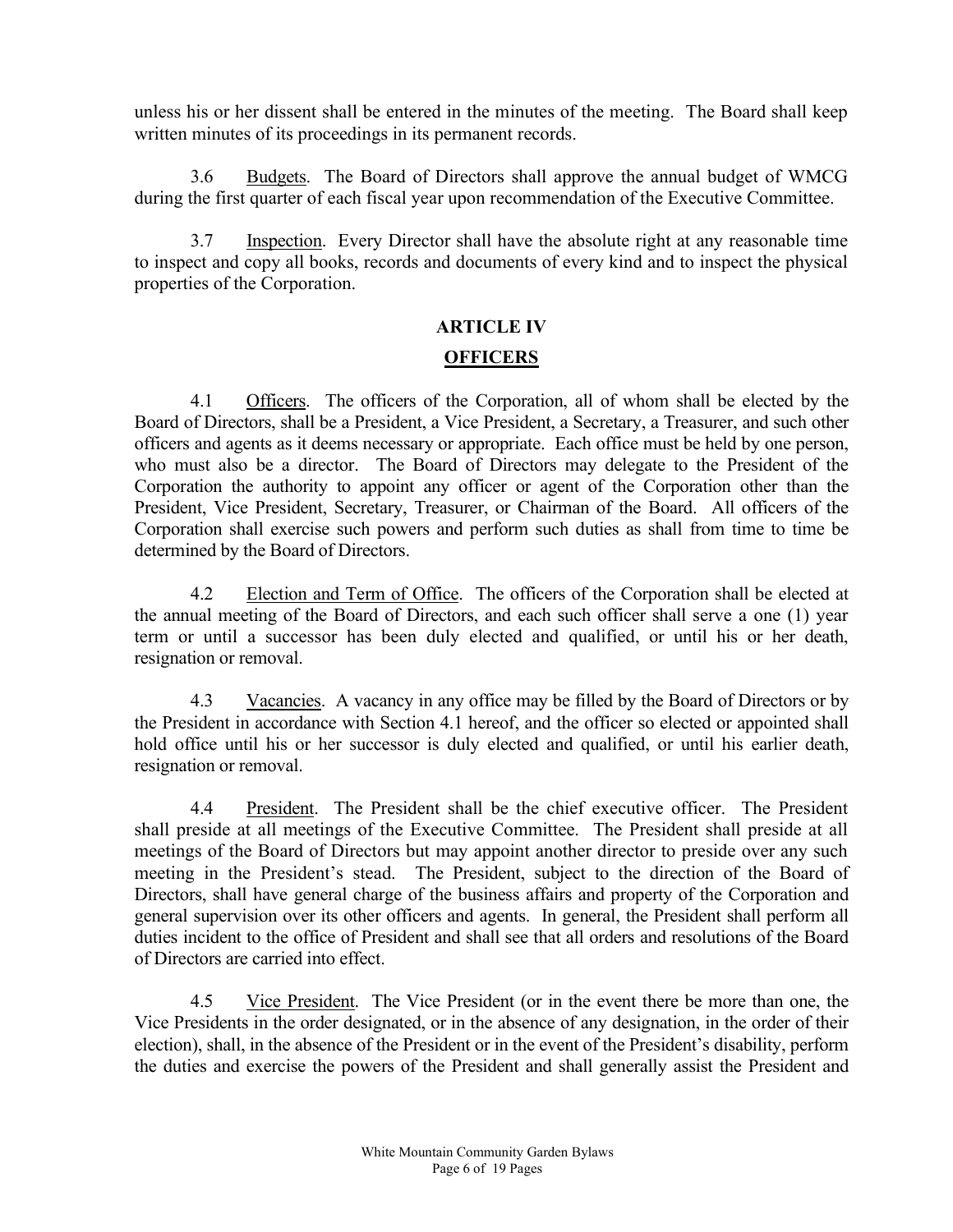unless his or her dissent shall be entered in the minutes of the meeting. The Board shall keep written minutes of its proceedings in its permanent records.

3.6 Budgets. The Board of Directors shall approve the annual budget of WMCG during the first quarter of each fiscal year upon recommendation of the Executive Committee.

3.7 Inspection. Every Director shall have the absolute right at any reasonable time to inspect and copy all books, records and documents of every kind and to inspect the physical properties of the Corporation.

## ARTICLE IV

## OFFICERS

4.1 Officers. The officers of the Corporation, all of whom shall be elected by the Board of Directors, shall be a President, a Vice President, a Secretary, a Treasurer, and such other officers and agents as it deems necessary or appropriate. Each office must be held by one person, who must also be a director. The Board of Directors may delegate to the President of the Corporation the authority to appoint any officer or agent of the Corporation other than the President, Vice President, Secretary, Treasurer, or Chairman of the Board. All officers of the Corporation shall exercise such powers and perform such duties as shall from time to time be determined by the Board of Directors.

4.2 Election and Term of Office. The officers of the Corporation shall be elected at the annual meeting of the Board of Directors, and each such officer shall serve a one (1) year term or until a successor has been duly elected and qualified, or until his or her death, resignation or removal.

4.3 Vacancies. A vacancy in any office may be filled by the Board of Directors or by the President in accordance with Section 4.1 hereof, and the officer so elected or appointed shall hold office until his or her successor is duly elected and qualified, or until his earlier death, resignation or removal.

4.4 President. The President shall be the chief executive officer. The President shall preside at all meetings of the Executive Committee. The President shall preside at all meetings of the Board of Directors but may appoint another director to preside over any such meeting in the President's stead. The President, subject to the direction of the Board of Directors, shall have general charge of the business affairs and property of the Corporation and general supervision over its other officers and agents. In general, the President shall perform all duties incident to the office of President and shall see that all orders and resolutions of the Board of Directors are carried into effect.

4.5 Vice President. The Vice President (or in the event there be more than one, the Vice Presidents in the order designated, or in the absence of any designation, in the order of their election), shall, in the absence of the President or in the event of the President's disability, perform the duties and exercise the powers of the President and shall generally assist the President and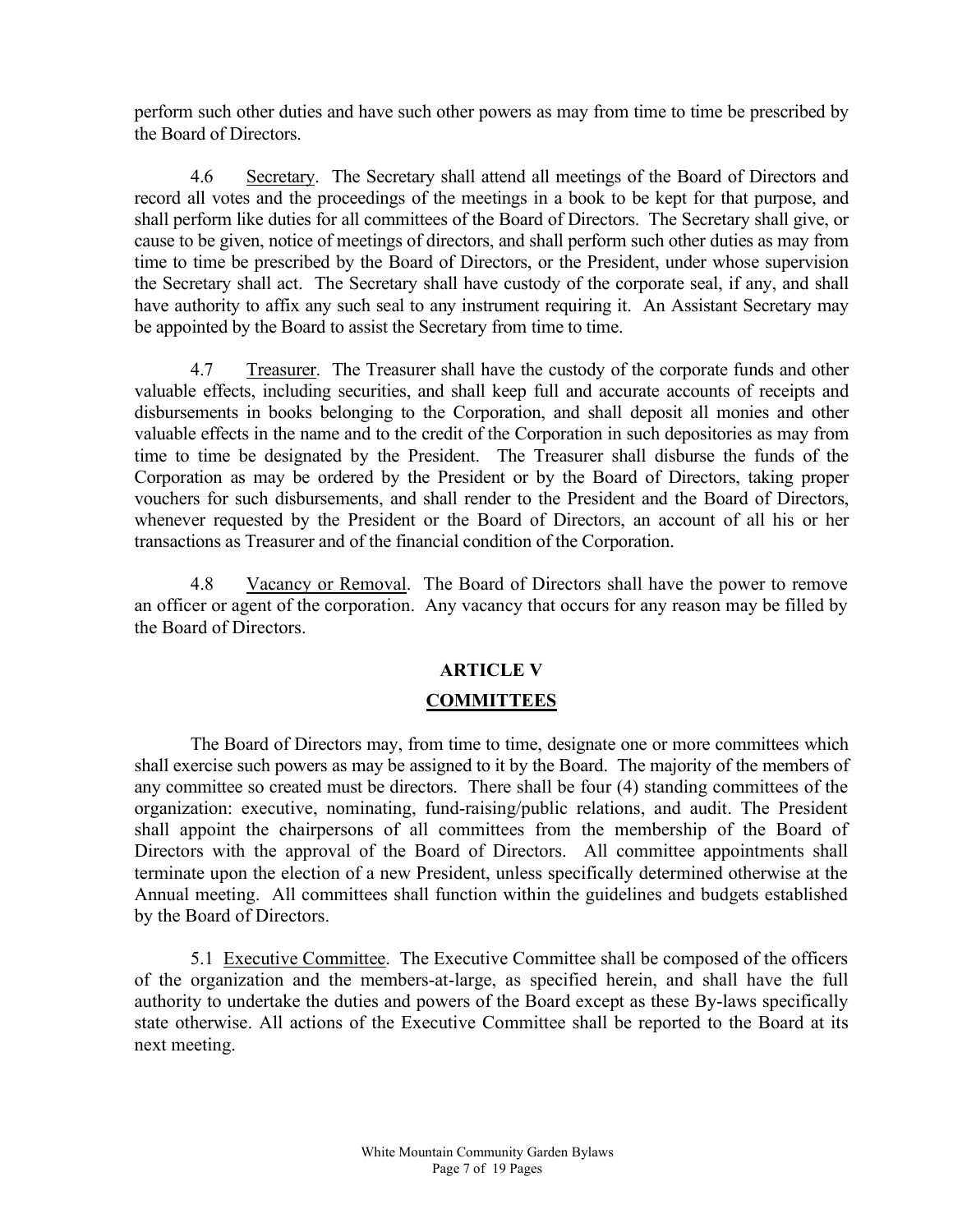perform such other duties and have such other powers as may from time to time be prescribed by the Board of Directors.

4.6 Secretary. The Secretary shall attend all meetings of the Board of Directors and record all votes and the proceedings of the meetings in a book to be kept for that purpose, and shall perform like duties for all committees of the Board of Directors. The Secretary shall give, or cause to be given, notice of meetings of directors, and shall perform such other duties as may from time to time be prescribed by the Board of Directors, or the President, under whose supervision the Secretary shall act. The Secretary shall have custody of the corporate seal, if any, and shall have authority to affix any such seal to any instrument requiring it. An Assistant Secretary may be appointed by the Board to assist the Secretary from time to time.

4.7 Treasurer. The Treasurer shall have the custody of the corporate funds and other valuable effects, including securities, and shall keep full and accurate accounts of receipts and disbursements in books belonging to the Corporation, and shall deposit all monies and other valuable effects in the name and to the credit of the Corporation in such depositories as may from time to time be designated by the President. The Treasurer shall disburse the funds of the Corporation as may be ordered by the President or by the Board of Directors, taking proper vouchers for such disbursements, and shall render to the President and the Board of Directors, whenever requested by the President or the Board of Directors, an account of all his or her transactions as Treasurer and of the financial condition of the Corporation.

4.8 Vacancy or Removal. The Board of Directors shall have the power to remove an officer or agent of the corporation. Any vacancy that occurs for any reason may be filled by the Board of Directors.

## ARTICLE V

## COMMITTEES

The Board of Directors may, from time to time, designate one or more committees which shall exercise such powers as may be assigned to it by the Board. The majority of the members of any committee so created must be directors. There shall be four (4) standing committees of the organization: executive, nominating, fund-raising/public relations, and audit. The President shall appoint the chairpersons of all committees from the membership of the Board of Directors with the approval of the Board of Directors. All committee appointments shall terminate upon the election of a new President, unless specifically determined otherwise at the Annual meeting. All committees shall function within the guidelines and budgets established by the Board of Directors.

5.1 Executive Committee. The Executive Committee shall be composed of the officers of the organization and the members-at-large, as specified herein, and shall have the full authority to undertake the duties and powers of the Board except as these By-laws specifically state otherwise. All actions of the Executive Committee shall be reported to the Board at its next meeting.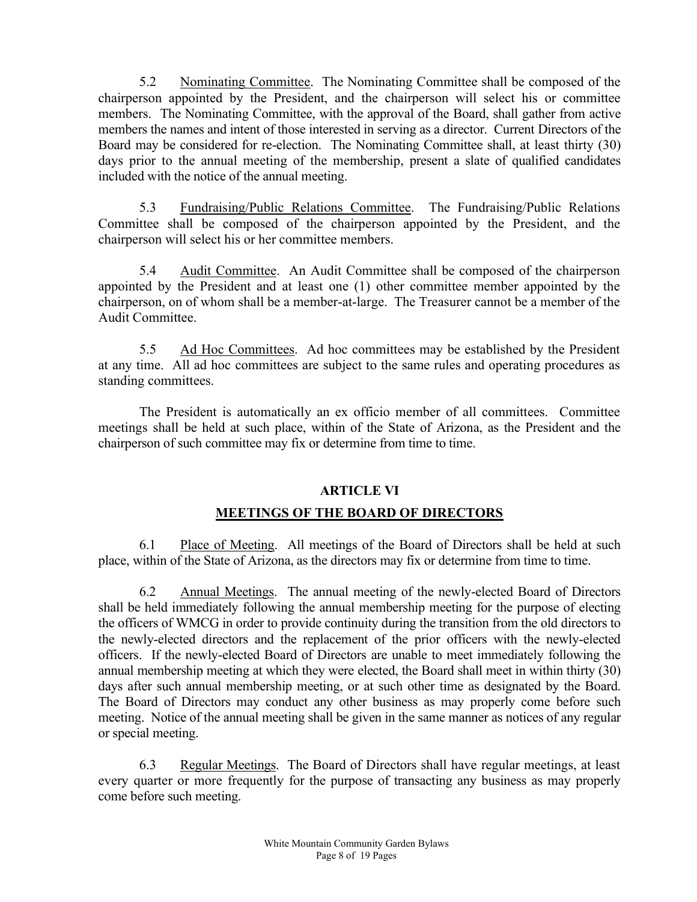5.2 Nominating Committee. The Nominating Committee shall be composed of the chairperson appointed by the President, and the chairperson will select his or committee members. The Nominating Committee, with the approval of the Board, shall gather from active members the names and intent of those interested in serving as a director. Current Directors of the Board may be considered for re-election. The Nominating Committee shall, at least thirty (30) days prior to the annual meeting of the membership, present a slate of qualified candidates included with the notice of the annual meeting.

5.3 Fundraising/Public Relations Committee. The Fundraising/Public Relations Committee shall be composed of the chairperson appointed by the President, and the chairperson will select his or her committee members.

5.4 Audit Committee. An Audit Committee shall be composed of the chairperson appointed by the President and at least one (1) other committee member appointed by the chairperson, on of whom shall be a member-at-large. The Treasurer cannot be a member of the Audit Committee.

5.5 Ad Hoc Committees. Ad hoc committees may be established by the President at any time. All ad hoc committees are subject to the same rules and operating procedures as standing committees.

The President is automatically an ex officio member of all committees. Committee meetings shall be held at such place, within of the State of Arizona, as the President and the chairperson of such committee may fix or determine from time to time.

## ARTICLE VI

## MEETINGS OF THE BOARD OF DIRECTORS

6.1 Place of Meeting. All meetings of the Board of Directors shall be held at such place, within of the State of Arizona, as the directors may fix or determine from time to time.

6.2 Annual Meetings. The annual meeting of the newly-elected Board of Directors shall be held immediately following the annual membership meeting for the purpose of electing the officers of WMCG in order to provide continuity during the transition from the old directors to the newly-elected directors and the replacement of the prior officers with the newly-elected officers. If the newly-elected Board of Directors are unable to meet immediately following the annual membership meeting at which they were elected, the Board shall meet in within thirty (30) days after such annual membership meeting, or at such other time as designated by the Board. The Board of Directors may conduct any other business as may properly come before such meeting. Notice of the annual meeting shall be given in the same manner as notices of any regular or special meeting.

6.3 Regular Meetings. The Board of Directors shall have regular meetings, at least every quarter or more frequently for the purpose of transacting any business as may properly come before such meeting.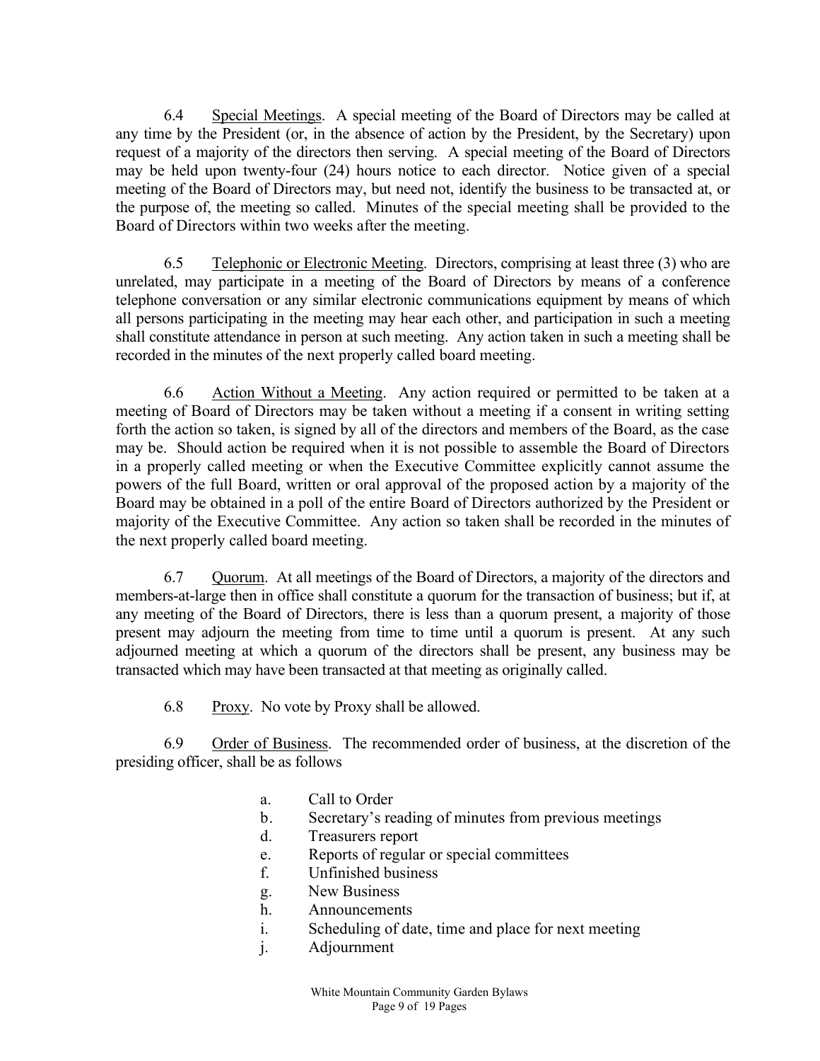6.4 Special Meetings. A special meeting of the Board of Directors may be called at any time by the President (or, in the absence of action by the President, by the Secretary) upon request of a majority of the directors then serving. A special meeting of the Board of Directors may be held upon twenty-four (24) hours notice to each director. Notice given of a special meeting of the Board of Directors may, but need not, identify the business to be transacted at, or the purpose of, the meeting so called. Minutes of the special meeting shall be provided to the Board of Directors within two weeks after the meeting.

6.5 Telephonic or Electronic Meeting. Directors, comprising at least three (3) who are unrelated, may participate in a meeting of the Board of Directors by means of a conference telephone conversation or any similar electronic communications equipment by means of which all persons participating in the meeting may hear each other, and participation in such a meeting shall constitute attendance in person at such meeting. Any action taken in such a meeting shall be recorded in the minutes of the next properly called board meeting.

6.6 Action Without a Meeting. Any action required or permitted to be taken at a meeting of Board of Directors may be taken without a meeting if a consent in writing setting forth the action so taken, is signed by all of the directors and members of the Board, as the case may be. Should action be required when it is not possible to assemble the Board of Directors in a properly called meeting or when the Executive Committee explicitly cannot assume the powers of the full Board, written or oral approval of the proposed action by a majority of the Board may be obtained in a poll of the entire Board of Directors authorized by the President or majority of the Executive Committee. Any action so taken shall be recorded in the minutes of the next properly called board meeting.

6.7 Quorum. At all meetings of the Board of Directors, a majority of the directors and members-at-large then in office shall constitute a quorum for the transaction of business; but if, at any meeting of the Board of Directors, there is less than a quorum present, a majority of those present may adjourn the meeting from time to time until a quorum is present. At any such adjourned meeting at which a quorum of the directors shall be present, any business may be transacted which may have been transacted at that meeting as originally called.

6.8 Proxy. No vote by Proxy shall be allowed.

6.9 Order of Business. The recommended order of business, at the discretion of the presiding officer, shall be as follows

- a. Call to Order
- b. Secretary's reading of minutes from previous meetings
- d. Treasurers report
- e. Reports of regular or special committees
- f. Unfinished business
- g. New Business
- h. Announcements
- i. Scheduling of date, time and place for next meeting
- j. Adjournment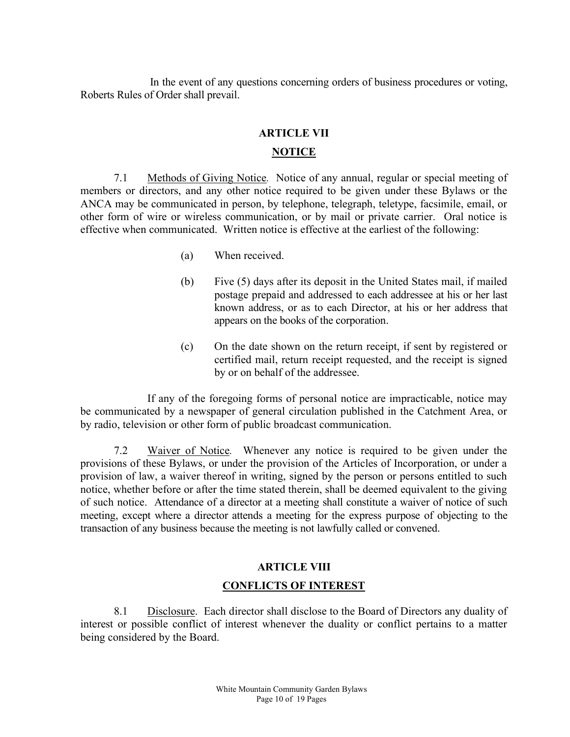In the event of any questions concerning orders of business procedures or voting, Roberts Rules of Order shall prevail.

## ARTICLE VII

## NOTICE

7.1 Methods of Giving Notice. Notice of any annual, regular or special meeting of members or directors, and any other notice required to be given under these Bylaws or the ANCA may be communicated in person, by telephone, telegraph, teletype, facsimile, email, or other form of wire or wireless communication, or by mail or private carrier. Oral notice is effective when communicated. Written notice is effective at the earliest of the following:

(a) When received.

(b) Five (5) days after its deposit in the United States mail, if mailed postage prepaid and addressed to each addressee at his or her last known address, or as to each Director, at his or her address that appears on the books of the corporation.

(c) On the date shown on the return receipt, if sent by registered or certified mail, return receipt requested, and the receipt is signed by or on behalf of the addressee.

If any of the foregoing forms of personal notice are impracticable, notice may be communicated by a newspaper of general circulation published in the Catchment Area, or by radio, television or other form of public broadcast communication.

7.2 Waiver of Notice. Whenever any notice is required to be given under the provisions of these Bylaws, or under the provision of the Articles of Incorporation, or under a provision of law, a waiver thereof in writing, signed by the person or persons entitled to such notice, whether before or after the time stated therein, shall be deemed equivalent to the giving of such notice. Attendance of a director at a meeting shall constitute a waiver of notice of such meeting, except where a director attends a meeting for the express purpose of objecting to the transaction of any business because the meeting is not lawfully called or convened.

## ARTICLE VIII

## CONFLICTS OF INTEREST

8.1 Disclosure. Each director shall disclose to the Board of Directors any duality of interest or possible conflict of interest whenever the duality or conflict pertains to a matter being considered by the Board.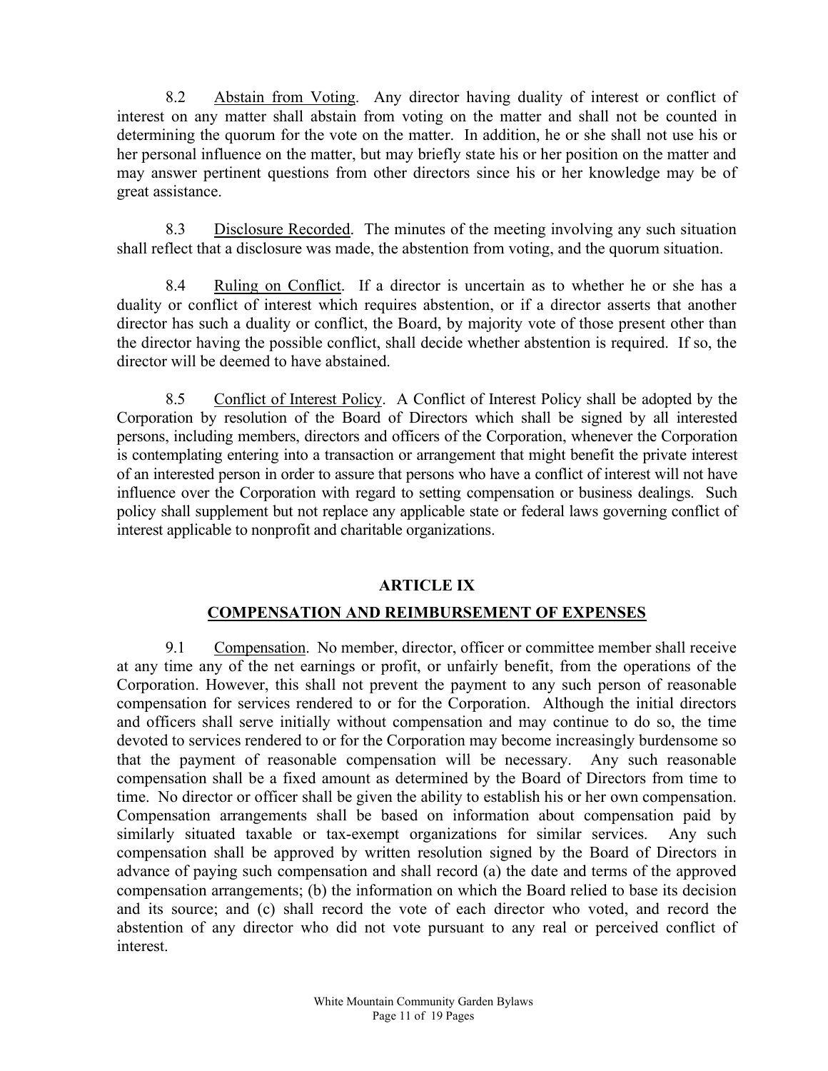8.2 Abstain from Voting. Any director having duality of interest or conflict of interest on any matter shall abstain from voting on the matter and shall not be counted in determining the quorum for the vote on the matter. In addition, he or she shall not use his or her personal influence on the matter, but may briefly state his or her position on the matter and may answer pertinent questions from other directors since his or her knowledge may be of great assistance.

8.3 Disclosure Recorded. The minutes of the meeting involving any such situation shall reflect that a disclosure was made, the abstention from voting, and the quorum situation.

8.4 Ruling on Conflict. If a director is uncertain as to whether he or she has a duality or conflict of interest which requires abstention, or if a director asserts that another director has such a duality or conflict, the Board, by majority vote of those present other than the director having the possible conflict, shall decide whether abstention is required. If so, the director will be deemed to have abstained.

8.5 Conflict of Interest Policy. A Conflict of Interest Policy shall be adopted by the Corporation by resolution of the Board of Directors which shall be signed by all interested persons, including members, directors and officers of the Corporation, whenever the Corporation is contemplating entering into a transaction or arrangement that might benefit the private interest of an interested person in order to assure that persons who have a conflict of interest will not have influence over the Corporation with regard to setting compensation or business dealings. Such policy shall supplement but not replace any applicable state or federal laws governing conflict of interest applicable to nonprofit and charitable organizations.

## ARTICLE IX

## COMPENSATION AND REIMBURSEMENT OF EXPENSES

9.1 Compensation. No member, director, officer or committee member shall receive at any time any of the net earnings or profit, or unfairly benefit, from the operations of the Corporation. However, this shall not prevent the payment to any such person of reasonable compensation for services rendered to or for the Corporation. Although the initial directors and officers shall serve initially without compensation and may continue to do so, the time devoted to services rendered to or for the Corporation may become increasingly burdensome so that the payment of reasonable compensation will be necessary. Any such reasonable compensation shall be a fixed amount as determined by the Board of Directors from time to time. No director or officer shall be given the ability to establish his or her own compensation. Compensation arrangements shall be based on information about compensation paid by similarly situated taxable or tax-exempt organizations for similar services. Any such compensation shall be approved by written resolution signed by the Board of Directors in advance of paying such compensation and shall record (a) the date and terms of the approved compensation arrangements; (b) the information on which the Board relied to base its decision and its source; and (c) shall record the vote of each director who voted, and record the abstention of any director who did not vote pursuant to any real or perceived conflict of interest.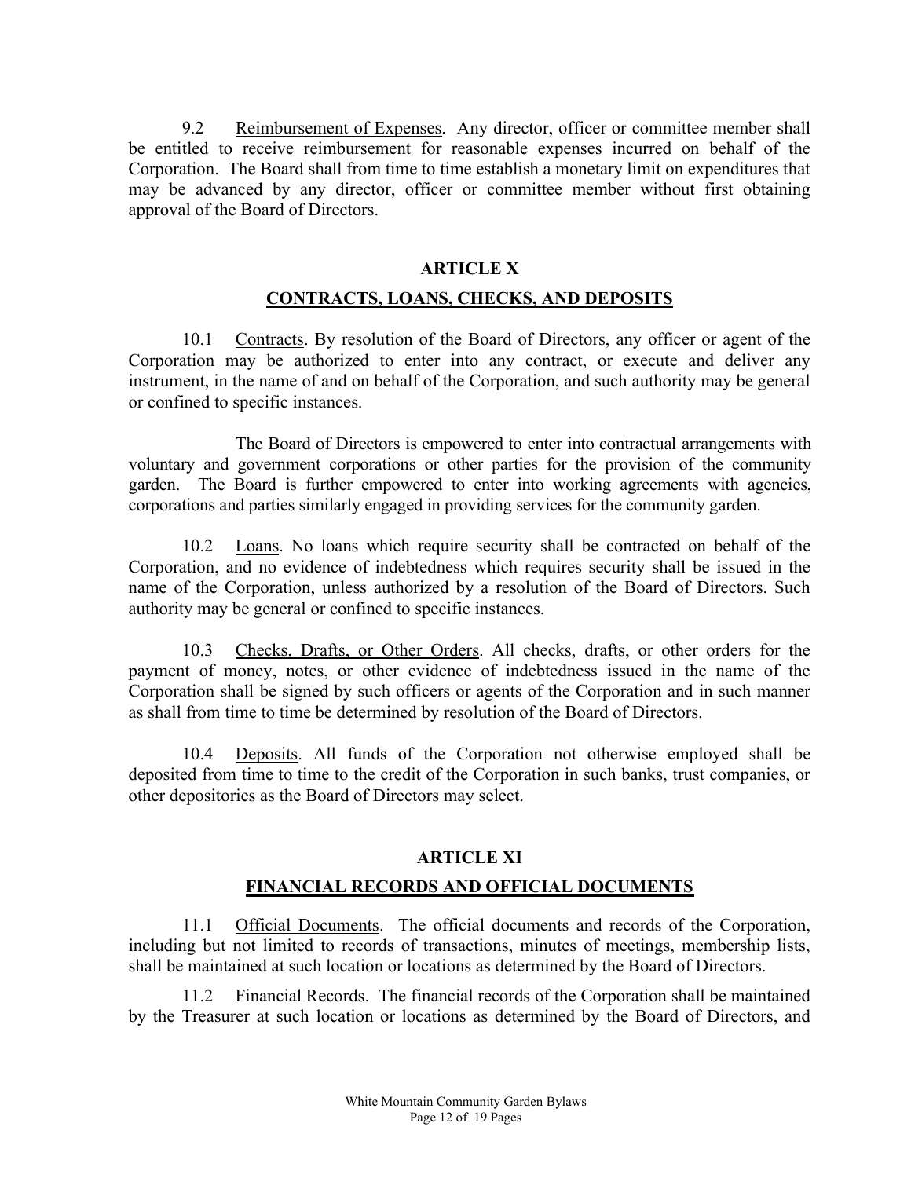9.2 Reimbursement of Expenses. Any director, officer or committee member shall be entitled to receive reimbursement for reasonable expenses incurred on behalf of the Corporation. The Board shall from time to time establish a monetary limit on expenditures that may be advanced by any director, officer or committee member without first obtaining approval of the Board of Directors.

## ARTICLE X

## CONTRACTS, LOANS, CHECKS, AND DEPOSITS

10.1 Contracts. By resolution of the Board of Directors, any officer or agent of the Corporation may be authorized to enter into any contract, or execute and deliver any instrument, in the name of and on behalf of the Corporation, and such authority may be general or confined to specific instances.

The Board of Directors is empowered to enter into contractual arrangements with voluntary and government corporations or other parties for the provision of the community garden. The Board is further empowered to enter into working agreements with agencies, corporations and parties similarly engaged in providing services for the community garden.

10.2 Loans. No loans which require security shall be contracted on behalf of the Corporation, and no evidence of indebtedness which requires security shall be issued in the name of the Corporation, unless authorized by a resolution of the Board of Directors. Such authority may be general or confined to specific instances.

10.3 Checks, Drafts, or Other Orders. All checks, drafts, or other orders for the payment of money, notes, or other evidence of indebtedness issued in the name of the Corporation shall be signed by such officers or agents of the Corporation and in such manner as shall from time to time be determined by resolution of the Board of Directors.

10.4 Deposits. All funds of the Corporation not otherwise employed shall be deposited from time to time to the credit of the Corporation in such banks, trust companies, or other depositories as the Board of Directors may select.

## ARTICLE XI

## FINANCIAL RECORDS AND OFFICIAL DOCUMENTS

11.1 Official Documents. The official documents and records of the Corporation, including but not limited to records of transactions, minutes of meetings, membership lists, shall be maintained at such location or locations as determined by the Board of Directors.

11.2 Financial Records. The financial records of the Corporation shall be maintained by the Treasurer at such location or locations as determined by the Board of Directors, and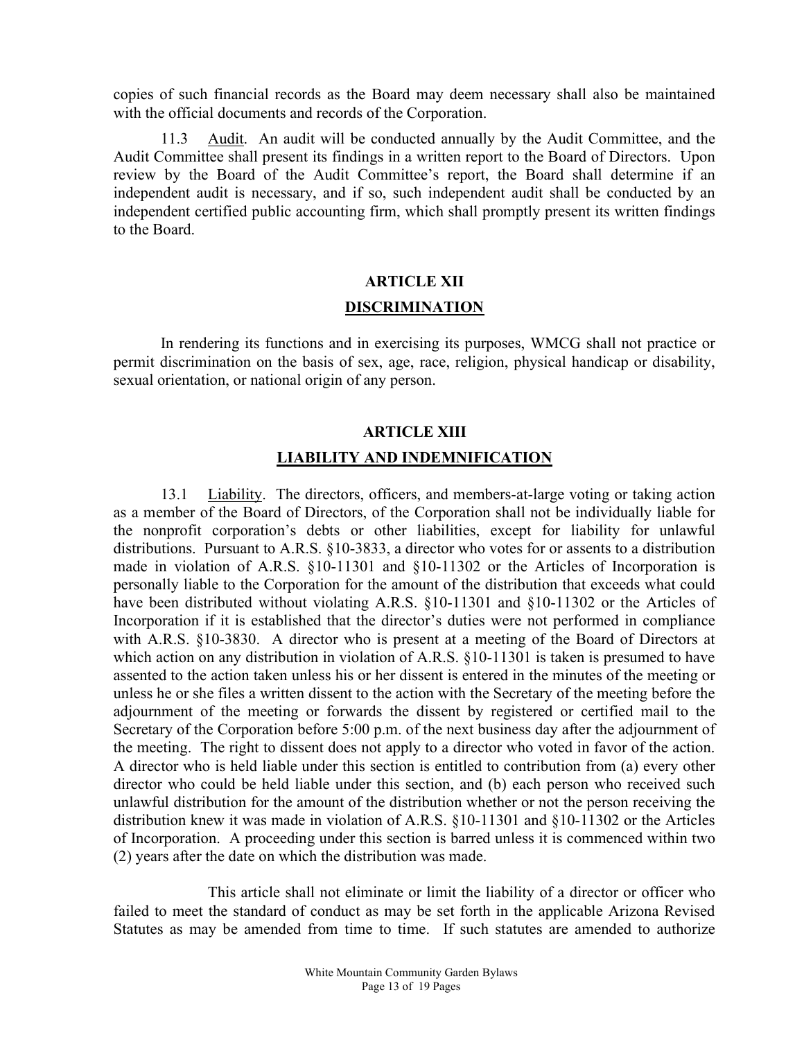copies of such financial records as the Board may deem necessary shall also be maintained with the official documents and records of the Corporation.

11.3 Audit. An audit will be conducted annually by the Audit Committee, and the Audit Committee shall present its findings in a written report to the Board of Directors. Upon review by the Board of the Audit Committee's report, the Board shall determine if an independent audit is necessary, and if so, such independent audit shall be conducted by an independent certified public accounting firm, which shall promptly present its written findings to the Board.

## ARTICLE XII

## DISCRIMINATION

In rendering its functions and in exercising its purposes, WMCG shall not practice or permit discrimination on the basis of sex, age, race, religion, physical handicap or disability, sexual orientation, or national origin of any person.

## ARTICLE XIII

## LIABILITY AND INDEMNIFICATION

13.1 Liability. The directors, officers, and members-at-large voting or taking action as a member of the Board of Directors, of the Corporation shall not be individually liable for the nonprofit corporation's debts or other liabilities, except for liability for unlawful distributions. Pursuant to A.R.S. §10-3833, a director who votes for or assents to a distribution made in violation of A.R.S. §10-11301 and §10-11302 or the Articles of Incorporation is personally liable to the Corporation for the amount of the distribution that exceeds what could have been distributed without violating A.R.S. §10-11301 and §10-11302 or the Articles of Incorporation if it is established that the director's duties were not performed in compliance with A.R.S. §10-3830. A director who is present at a meeting of the Board of Directors at which action on any distribution in violation of A.R.S. §10-11301 is taken is presumed to have assented to the action taken unless his or her dissent is entered in the minutes of the meeting or unless he or she files a written dissent to the action with the Secretary of the meeting before the adjournment of the meeting or forwards the dissent by registered or certified mail to the Secretary of the Corporation before 5:00 p.m. of the next business day after the adjournment of the meeting. The right to dissent does not apply to a director who voted in favor of the action. A director who is held liable under this section is entitled to contribution from (a) every other director who could be held liable under this section, and (b) each person who received such unlawful distribution for the amount of the distribution whether or not the person receiving the distribution knew it was made in violation of A.R.S. §10-11301 and §10-11302 or the Articles of Incorporation. A proceeding under this section is barred unless it is commenced within two (2) years after the date on which the distribution was made.

This article shall not eliminate or limit the liability of a director or officer who failed to meet the standard of conduct as may be set forth in the applicable Arizona Revised Statutes as may be amended from time to time. If such statutes are amended to authorize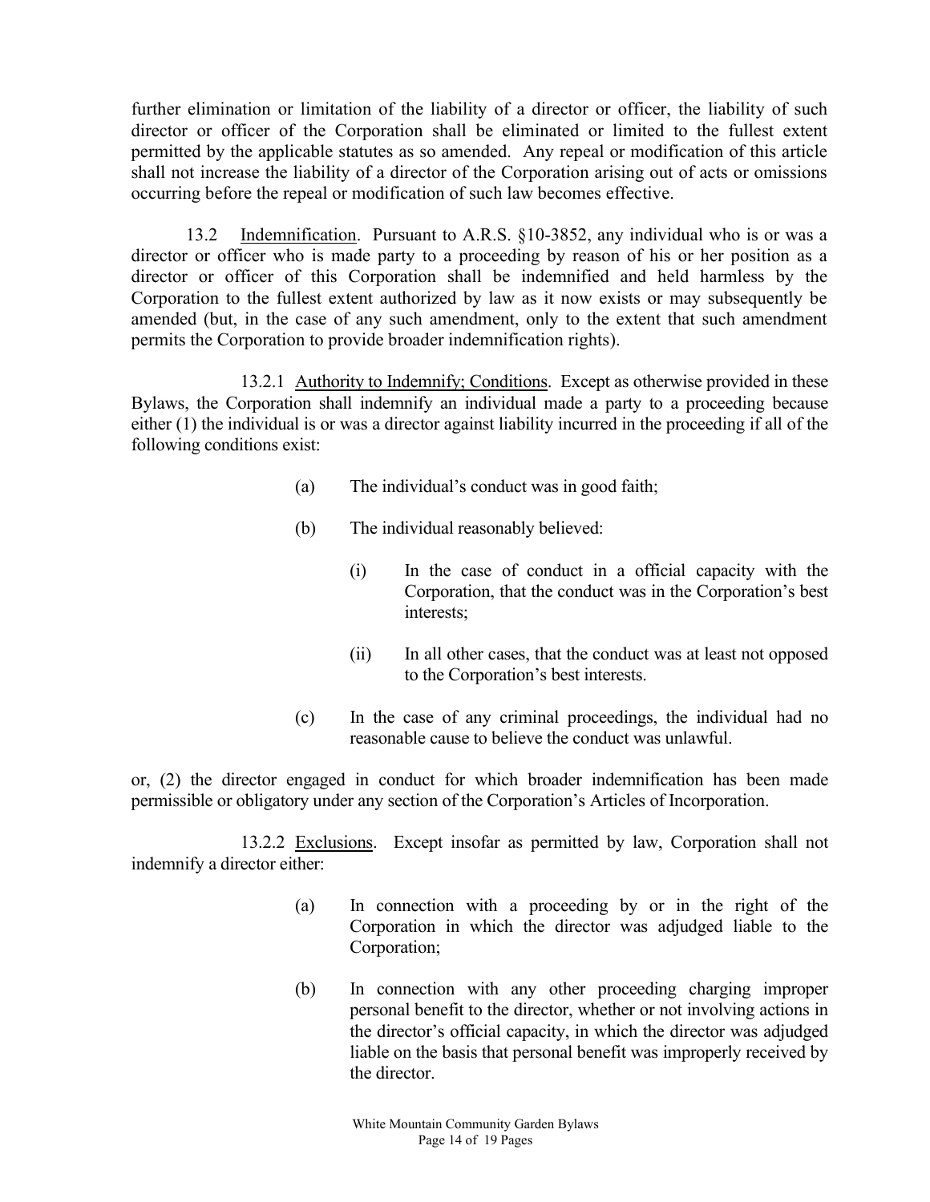further elimination or limitation of the liability of a director or officer, the liability of such director or officer of the Corporation shall be eliminated or limited to the fullest extent permitted by the applicable statutes as so amended. Any repeal or modification of this article shall not increase the liability of a director of the Corporation arising out of acts or omissions occurring before the repeal or modification of such law becomes effective.

13.2 Indemnification. Pursuant to A.R.S. §10-3852, any individual who is or was a director or officer who is made party to a proceeding by reason of his or her position as a director or officer of this Corporation shall be indemnified and held harmless by the Corporation to the fullest extent authorized by law as it now exists or may subsequently be amended (but, in the case of any such amendment, only to the extent that such amendment permits the Corporation to provide broader indemnification rights).

13.2.1 Authority to Indemnify; Conditions. Except as otherwise provided in these Bylaws, the Corporation shall indemnify an individual made a party to a proceeding because either (1) the individual is or was a director against liability incurred in the proceeding if all of the following conditions exist:

(a) The individual's conduct was in good faith;

(b) The individual reasonably believed:

(i) In the case of conduct in a official capacity with the Corporation, that the conduct was in the Corporation's best interests;

(ii) In all other cases, that the conduct was at least not opposed to the Corporation's best interests.

(c) In the case of any criminal proceedings, the individual had no reasonable cause to believe the conduct was unlawful.

or, (2) the director engaged in conduct for which broader indemnification has been made permissible or obligatory under any section of the Corporation's Articles of Incorporation.

13.2.2 Exclusions. Except insofar as permitted by law, Corporation shall not indemnify a director either:

(a) In connection with a proceeding by or in the right of the Corporation in which the director was adjudged liable to the Corporation;

(b) In connection with any other proceeding charging improper personal benefit to the director, whether or not involving actions in the director's official capacity, in which the director was adjudged liable on the basis that personal benefit was improperly received by the director.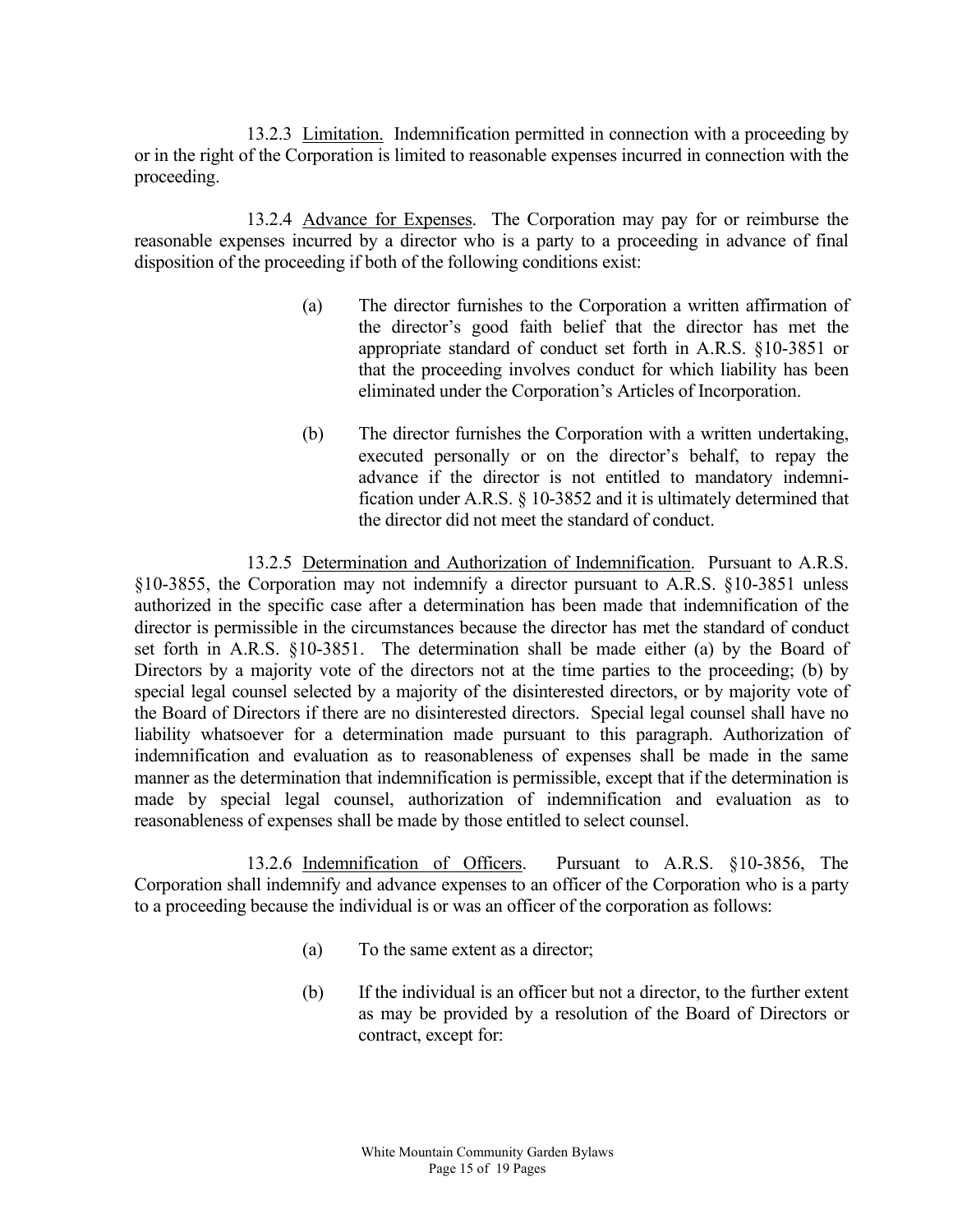13.2.3 <u>Limitation.</u> Indemnification permitted in connection with a proceeding by or in the right of the Corporation is limited to reasonable expenses incurred in connection with the proceeding.

13.2.4 <u>Advance for Expenses</u>. The Corporation may pay for or reimburse the reasonable expenses incurred by a director who is a party to a proceeding in advance of final disposition of the proceeding if both of the following conditions exist:

(a) The director furnishes to the Corporation a written affirmation of the director's good faith belief that the director has met the appropriate standard of conduct set forth in A.R.S. §10-3851 or that the proceeding involves conduct for which liability has been eliminated under the Corporation's Articles of Incorporation.

(b) The director furnishes the Corporation with a written undertaking, executed personally or on the director's behalf, to repay the advance if the director is not entitled to mandatory indemnification under A.R.S. § 10-3852 and it is ultimately determined that the director did not meet the standard of conduct.

13.2.5 <u>Determination and Authorization of Indemnification</u>. Pursuant to A.R.S. §10-3855, the Corporation may not indemnify a director pursuant to A.R.S. §10-3851 unless authorized in the specific case after a determination has been made that indemnification of the director is permissible in the circumstances because the director has met the standard of conduct set forth in A.R.S. §10-3851. The determination shall be made either (a) by the Board of Directors by a majority vote of the directors not at the time parties to the proceeding; (b) by special legal counsel selected by a majority of the disinterested directors, or by majority vote of the Board of Directors if there are no disinterested directors. Special legal counsel shall have no liability whatsoever for a determination made pursuant to this paragraph. Authorization of indemnification and evaluation as to reasonableness of expenses shall be made in the same manner as the determination that indemnification is permissible, except that if the determination is made by special legal counsel, authorization of indemnification and evaluation as to reasonableness of expenses shall be made by those entitled to select counsel.

13.2.6 <u>Indemnification of Officers</u>. Pursuant to A.R.S. §10-3856, The Corporation shall indemnify and advance expenses to an officer of the Corporation who is a party to a proceeding because the individual is or was an officer of the corporation as follows:

(a) To the same extent as a director;

(b) If the individual is an officer but not a director, to the further extent as may be provided by a resolution of the Board of Directors or contract, except for: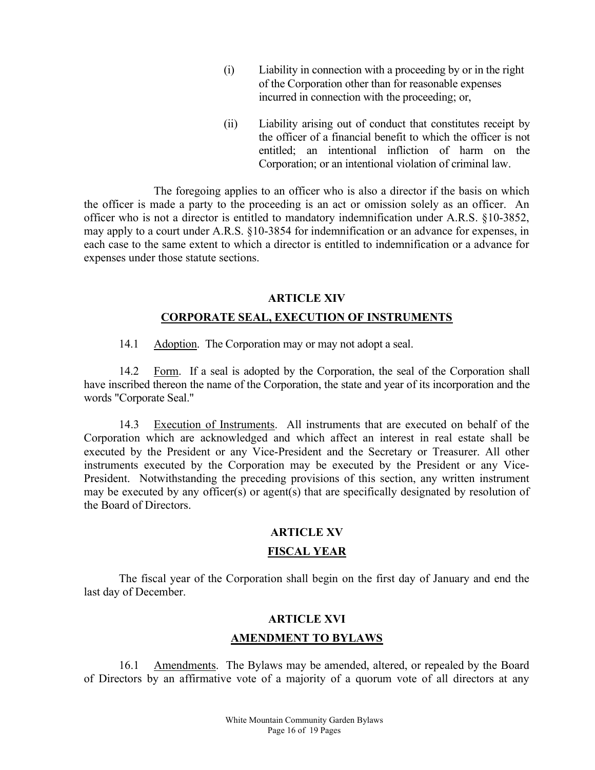(i) Liability in connection with a proceeding by or in the right of the Corporation other than for reasonable expenses incurred in connection with the proceeding; or,

(ii) Liability arising out of conduct that constitutes receipt by the officer of a financial benefit to which the officer is not entitled; an intentional infliction of harm on the Corporation; or an intentional violation of criminal law.

The foregoing applies to an officer who is also a director if the basis on which the officer is made a party to the proceeding is an act or omission solely as an officer. An officer who is not a director is entitled to mandatory indemnification under A.R.S. §10-3852, may apply to a court under A.R.S. §10-3854 for indemnification or an advance for expenses, in each case to the same extent to which a director is entitled to indemnification or a advance for expenses under those statute sections.

## ARTICLE XIV

## CORPORATE SEAL, EXECUTION OF INSTRUMENTS

14.1 Adoption. The Corporation may or may not adopt a seal.

14.2 Form. If a seal is adopted by the Corporation, the seal of the Corporation shall have inscribed thereon the name of the Corporation, the state and year of its incorporation and the words "Corporate Seal."

14.3 Execution of Instruments. All instruments that are executed on behalf of the Corporation which are acknowledged and which affect an interest in real estate shall be executed by the President or any Vice-President and the Secretary or Treasurer. All other instruments executed by the Corporation may be executed by the President or any Vice-President. Notwithstanding the preceding provisions of this section, any written instrument may be executed by any officer(s) or agent(s) that are specifically designated by resolution of the Board of Directors.

## ARTICLE XV

## FISCAL YEAR

The fiscal year of the Corporation shall begin on the first day of January and end the last day of December.

## ARTICLE XVI

## AMENDMENT TO BYLAWS

16.1 Amendments. The Bylaws may be amended, altered, or repealed by the Board of Directors by an affirmative vote of a majority of a quorum vote of all directors at any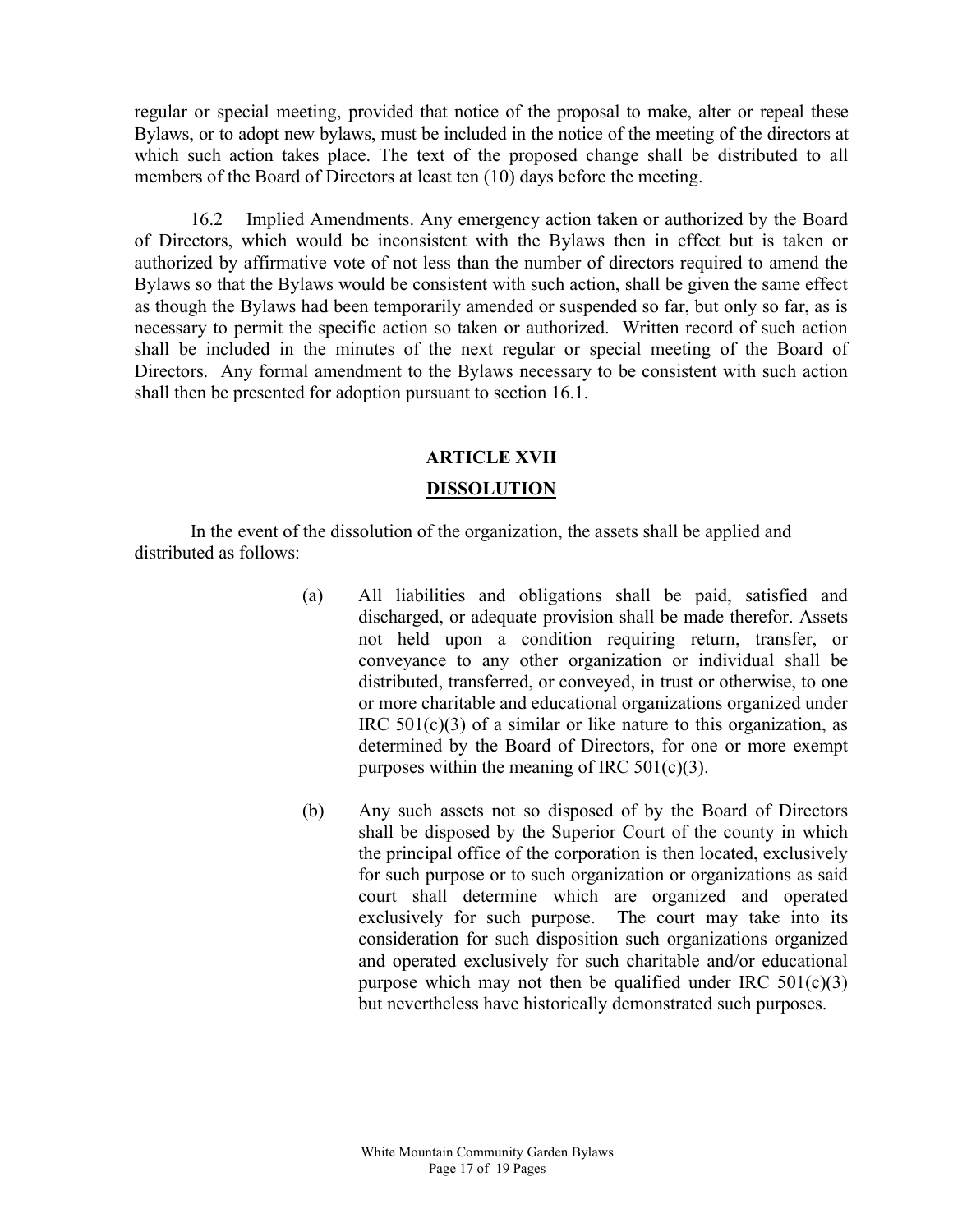regular or special meeting, provided that notice of the proposal to make, alter or repeal these Bylaws, or to adopt new bylaws, must be included in the notice of the meeting of the directors at which such action takes place. The text of the proposed change shall be distributed to all members of the Board of Directors at least ten (10) days before the meeting.

16.2 Implied Amendments. Any emergency action taken or authorized by the Board of Directors, which would be inconsistent with the Bylaws then in effect but is taken or authorized by affirmative vote of not less than the number of directors required to amend the Bylaws so that the Bylaws would be consistent with such action, shall be given the same effect as though the Bylaws had been temporarily amended or suspended so far, but only so far, as is necessary to permit the specific action so taken or authorized. Written record of such action shall be included in the minutes of the next regular or special meeting of the Board of Directors. Any formal amendment to the Bylaws necessary to be consistent with such action shall then be presented for adoption pursuant to section 16.1.

## ARTICLE XVII

## DISSOLUTION

In the event of the dissolution of the organization, the assets shall be applied and distributed as follows:

(a) All liabilities and obligations shall be paid, satisfied and discharged, or adequate provision shall be made therefor. Assets not held upon a condition requiring return, transfer, or conveyance to any other organization or individual shall be distributed, transferred, or conveyed, in trust or otherwise, to one or more charitable and educational organizations organized under IRC 501(c)(3) of a similar or like nature to this organization, as determined by the Board of Directors, for one or more exempt purposes within the meaning of IRC 501(c)(3).

(b) Any such assets not so disposed of by the Board of Directors shall be disposed by the Superior Court of the county in which the principal office of the corporation is then located, exclusively for such purpose or to such organization or organizations as said court shall determine which are organized and operated exclusively for such purpose. The court may take into its consideration for such disposition such organizations organized and operated exclusively for such charitable and/or educational purpose which may not then be qualified under IRC 501(c)(3) but nevertheless have historically demonstrated such purposes.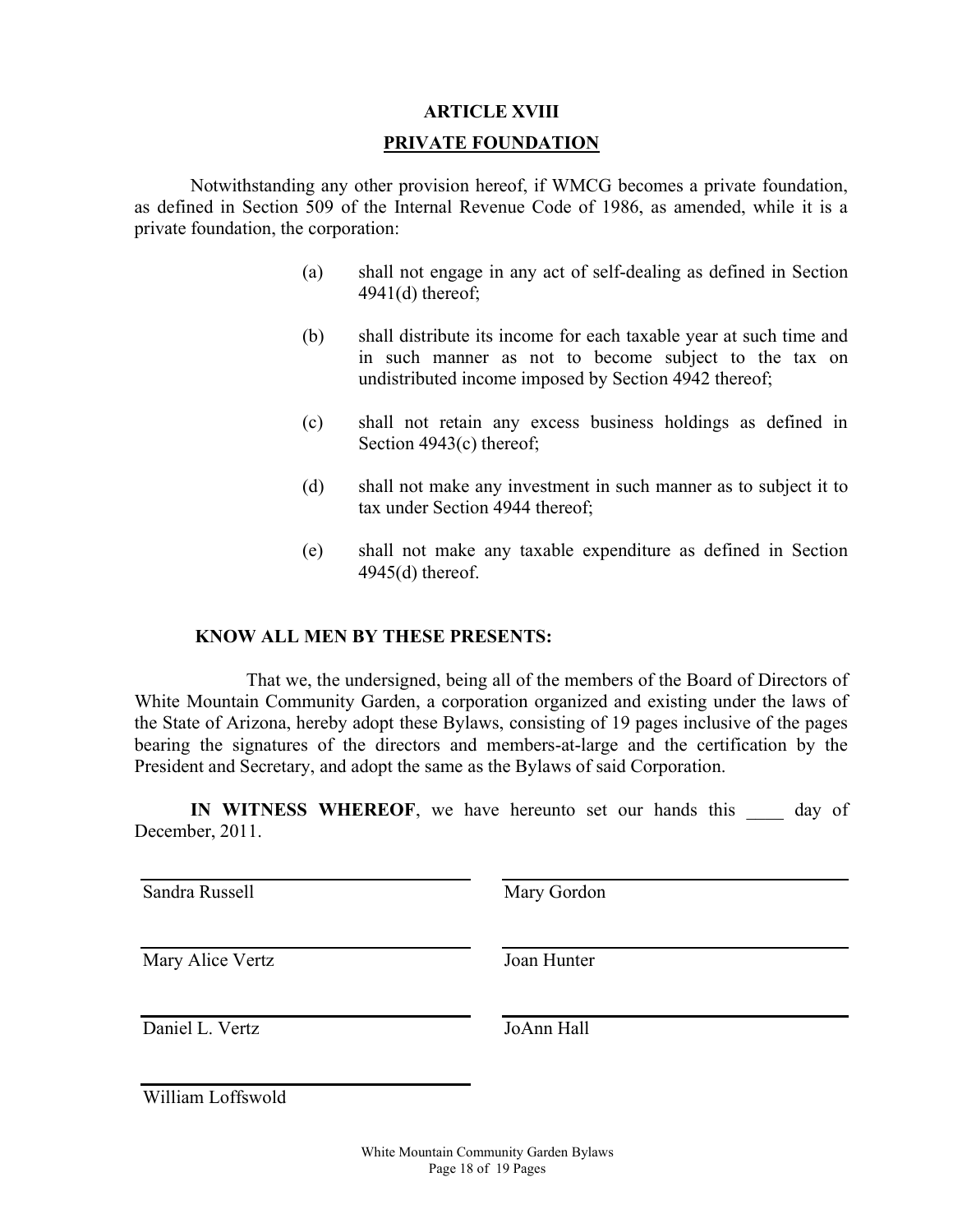## ARTICLE XVIII

## PRIVATE FOUNDATION

Notwithstanding any other provision hereof, if WMCG becomes a private foundation, as defined in Section 509 of the Internal Revenue Code of 1986, as amended, while it is a private foundation, the corporation:

(a) shall not engage in any act of self-dealing as defined in Section 4941(d) thereof;

(b) shall distribute its income for each taxable year at such time and in such manner as not to become subject to the tax on undistributed income imposed by Section 4942 thereof;

(c) shall not retain any excess business holdings as defined in Section 4943(c) thereof;

(d) shall not make any investment in such manner as to subject it to tax under Section 4944 thereof;

(e) shall not make any taxable expenditure as defined in Section 4945(d) thereof.

**KNOW ALL MEN BY THESE PRESENTS:**

That we, the undersigned, being all of the members of the Board of Directors of White Mountain Community Garden, a corporation organized and existing under the laws of the State of Arizona, hereby adopt these Bylaws, consisting of 19 pages inclusive of the pages bearing the signatures of the directors and members-at-large and the certification by the President and Secretary, and adopt the same as the Bylaws of said Corporation.

**IN WITNESS WHEREOF**, we have hereunto set our hands this ____ day of December, 2011.

| | |
|---|---|
| Sandra Russell | Mary Gordon |
| Mary Alice Vertz | Joan Hunter |
| Daniel L. Vertz | JoAnn Hall |
| William Loffswold | |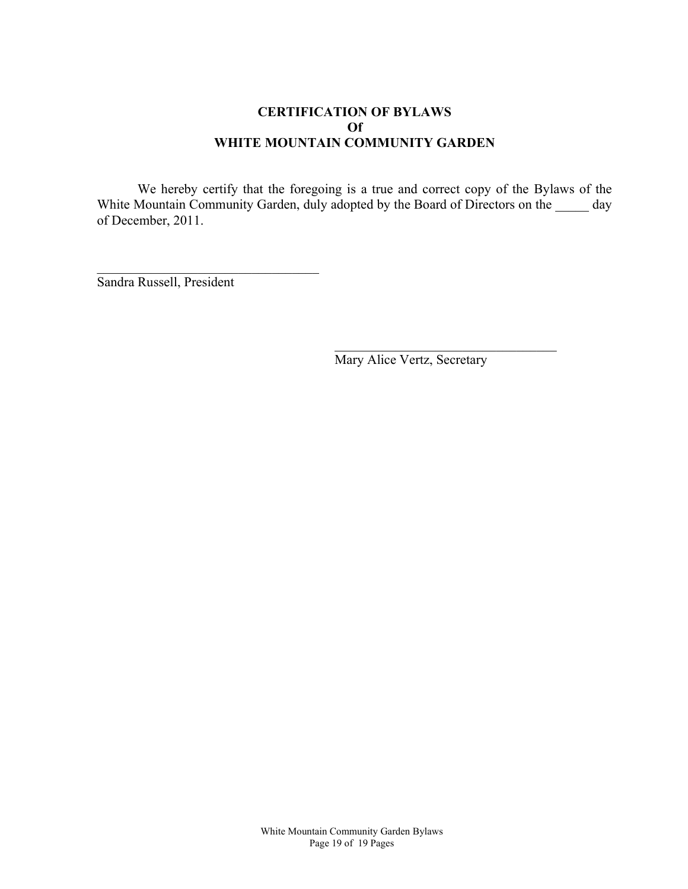# CERTIFICATION OF BYLAWS
# Of
# WHITE MOUNTAIN COMMUNITY GARDEN

We hereby certify that the foregoing is a true and correct copy of the Bylaws of the White Mountain Community Garden, duly adopted by the Board of Directors on the _____ day of December, 2011.

___________________________________
Sandra Russell, President

___________________________________
Mary Alice Vertz, Secretary